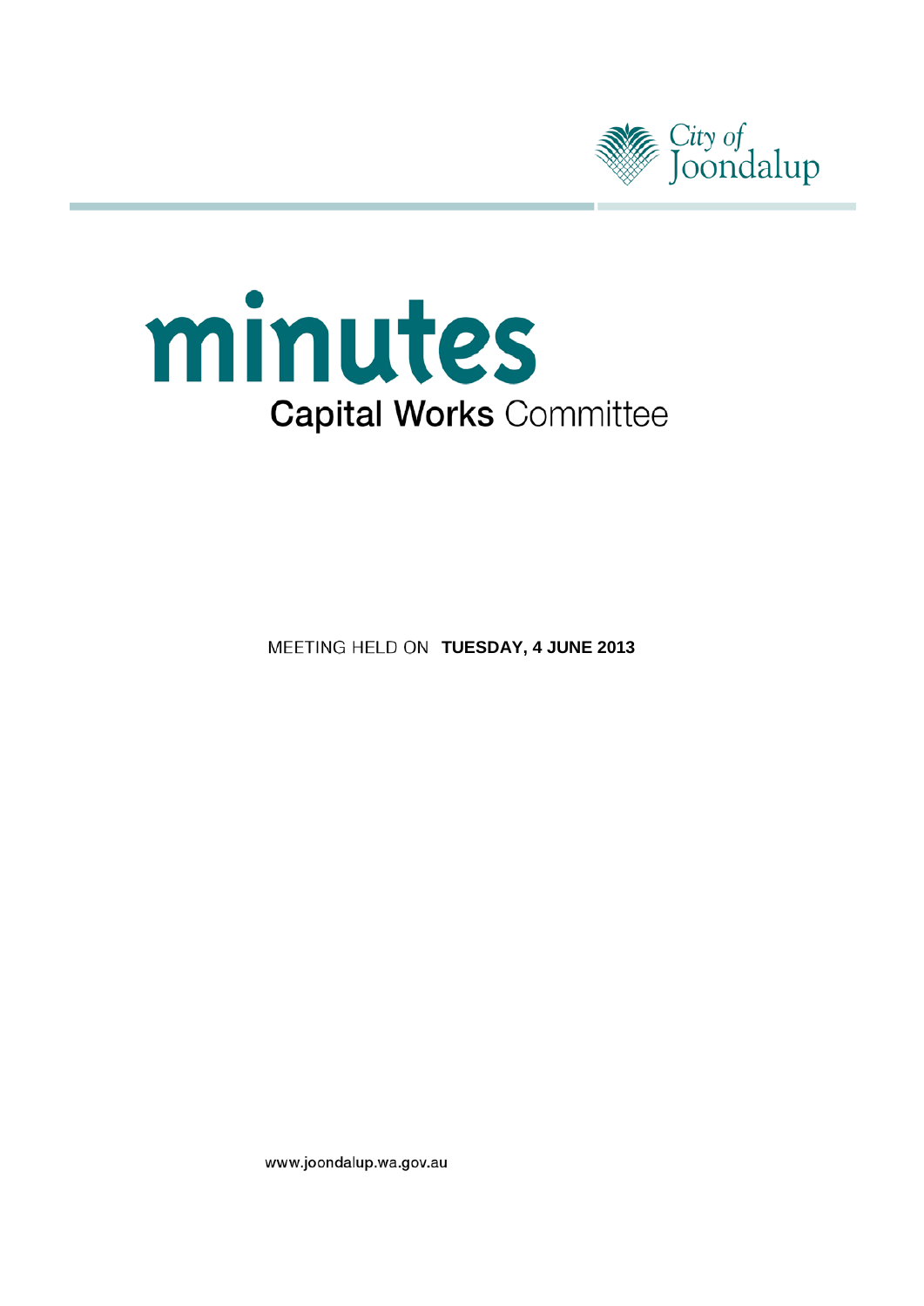City of Joondalup

# minutes

## Capital Works Committee

MEETING HELD ON **TUESDAY, 4 JUNE 2013**

www.joondalup.wa.gov.au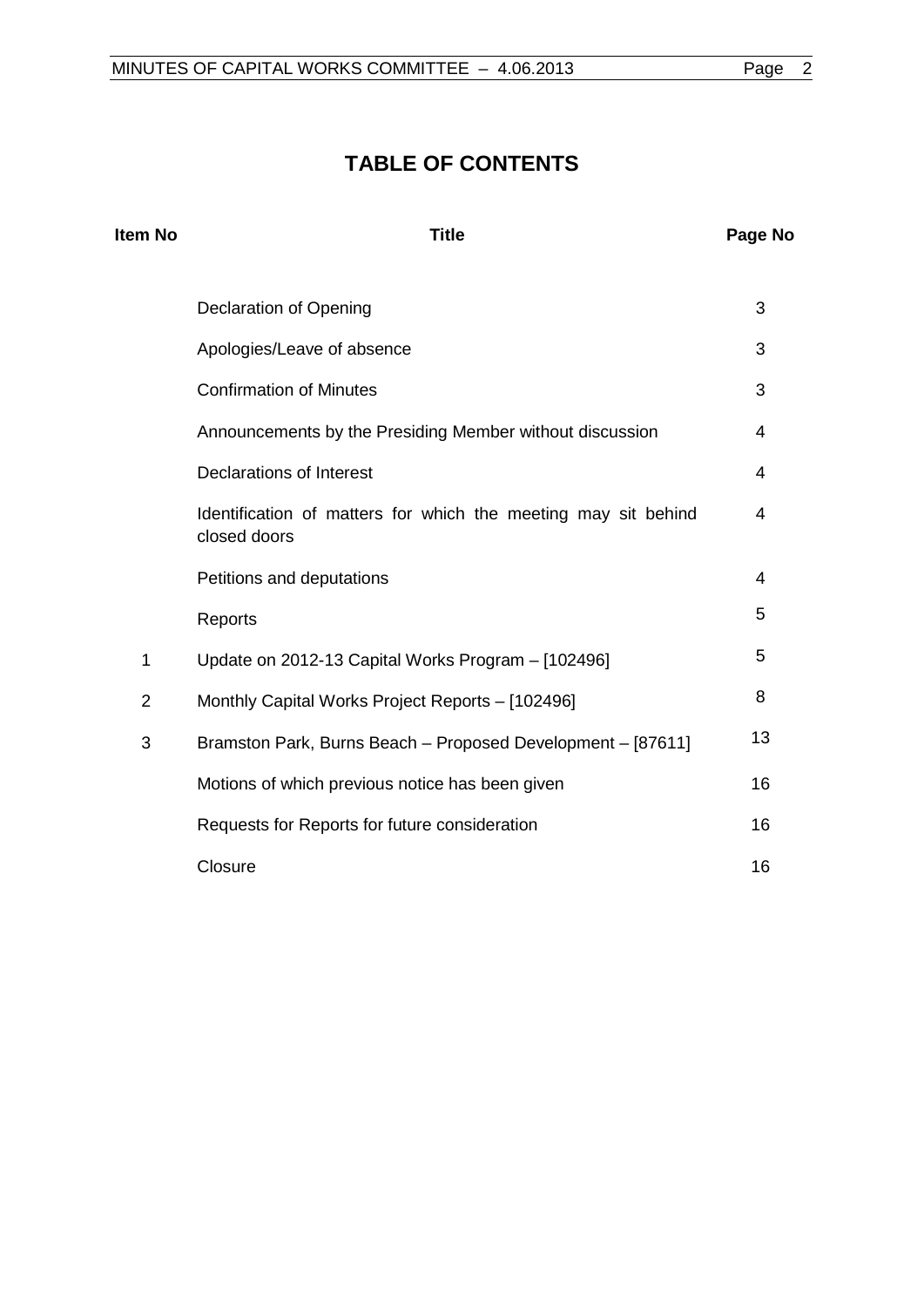# TABLE OF CONTENTS

| Item No | Title | Page No |
| --- | --- | --- |
| | Declaration of Opening | 3 |
| | Apologies/Leave of absence | 3 |
| | Confirmation of Minutes | 3 |
| | Announcements by the Presiding Member without discussion | 4 |
| | Declarations of Interest | 4 |
| | Identification of matters for which the meeting may sit behind closed doors | 4 |
| | Petitions and deputations | 4 |
| | Reports | 5 |
| 1 | Update on 2012-13 Capital Works Program – [102496] | 5 |
| 2 | Monthly Capital Works Project Reports – [102496] | 8 |
| 3 | Bramston Park, Burns Beach – Proposed Development – [87611] | 13 |
| | Motions of which previous notice has been given | 16 |
| | Requests for Reports for future consideration | 16 |
| | Closure | 16 |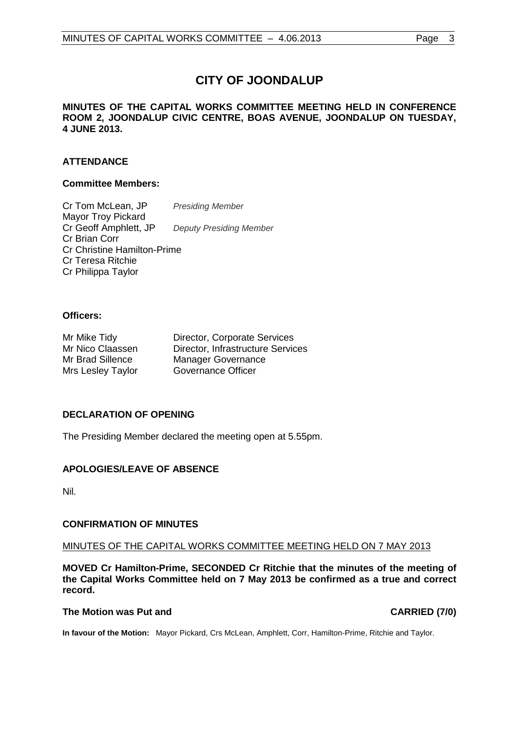# CITY OF JOONDALUP

**MINUTES OF THE CAPITAL WORKS COMMITTEE MEETING HELD IN CONFERENCE ROOM 2, JOONDALUP CIVIC CENTRE, BOAS AVENUE, JOONDALUP ON TUESDAY, 4 JUNE 2013.**

## ATTENDANCE

### Committee Members:

Cr Tom McLean, JP *Presiding Member*
Mayor Troy Pickard
Cr Geoff Amphlett, JP *Deputy Presiding Member*
Cr Brian Corr
Cr Christine Hamilton-Prime
Cr Teresa Ritchie
Cr Philippa Taylor

### Officers:

| | |
|---|---|
| Mr Mike Tidy | Director, Corporate Services |
| Mr Nico Claassen | Director, Infrastructure Services |
| Mr Brad Sillence | Manager Governance |
| Mrs Lesley Taylor | Governance Officer |

## DECLARATION OF OPENING

The Presiding Member declared the meeting open at 5.55pm.

## APOLOGIES/LEAVE OF ABSENCE

Nil.

## CONFIRMATION OF MINUTES

MINUTES OF THE CAPITAL WORKS COMMITTEE MEETING HELD ON 7 MAY 2013

**MOVED Cr Hamilton-Prime, SECONDED Cr Ritchie that the minutes of the meeting of the Capital Works Committee held on 7 May 2013 be confirmed as a true and correct record.**

**The Motion was Put and CARRIED (7/0)**

**In favour of the Motion:** Mayor Pickard, Crs McLean, Amphlett, Corr, Hamilton-Prime, Ritchie and Taylor.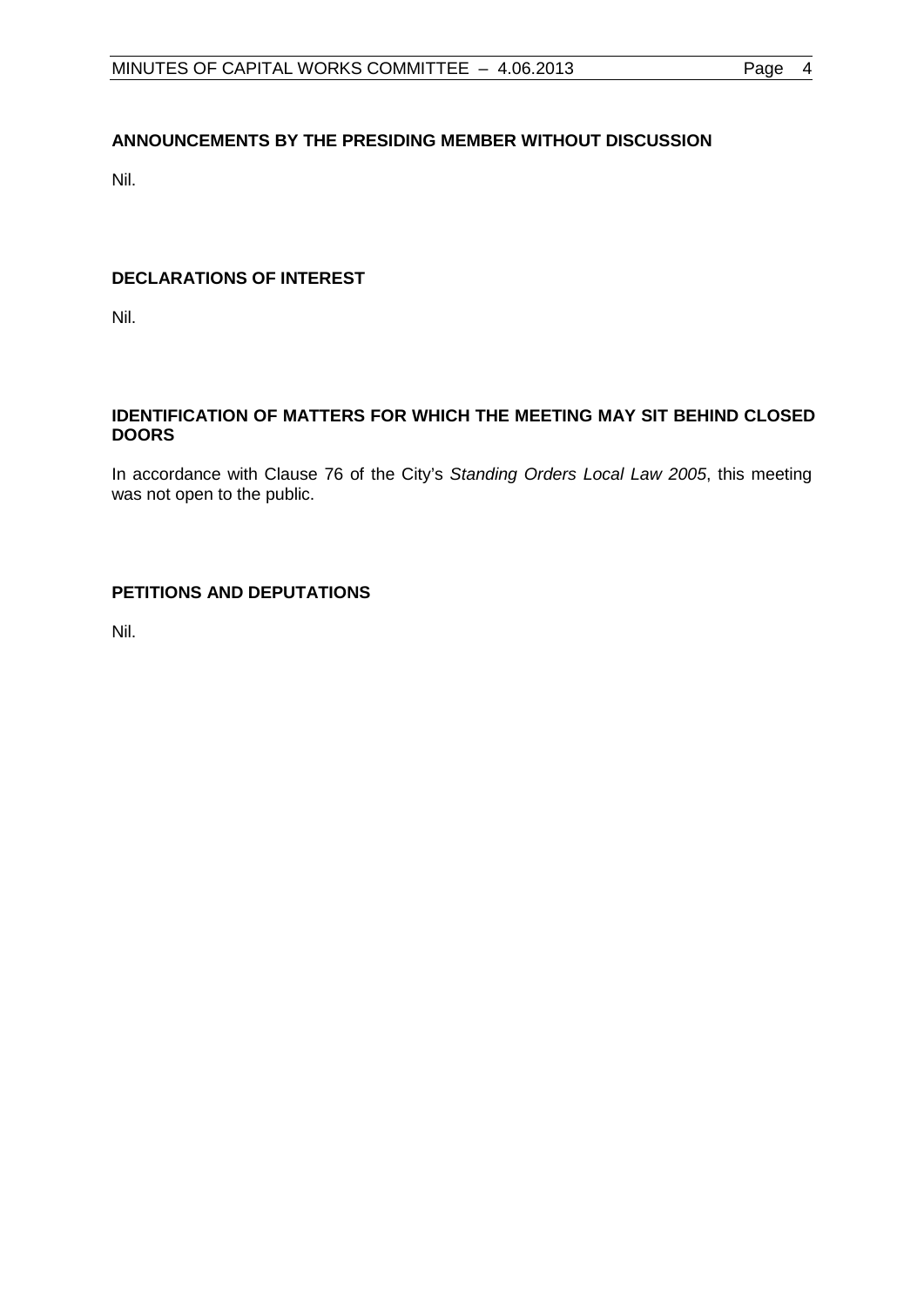## ANNOUNCEMENTS BY THE PRESIDING MEMBER WITHOUT DISCUSSION

Nil.

## DECLARATIONS OF INTEREST

Nil.

## IDENTIFICATION OF MATTERS FOR WHICH THE MEETING MAY SIT BEHIND CLOSED DOORS

In accordance with Clause 76 of the City's *Standing Orders Local Law 2005*, this meeting was not open to the public.

## PETITIONS AND DEPUTATIONS

Nil.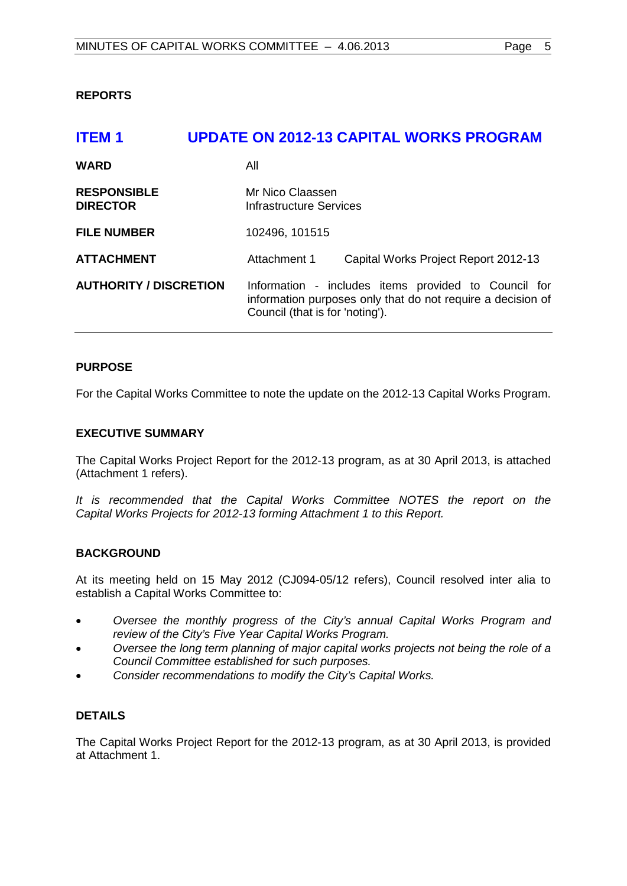**REPORTS**

## ITEM 1 UPDATE ON 2012-13 CAPITAL WORKS PROGRAM

| | |
|---|---|
| **WARD** | All |
| **RESPONSIBLE DIRECTOR** | Mr Nico Claassen<br>Infrastructure Services |
| **FILE NUMBER** | 102496, 101515 |
| **ATTACHMENT** | Attachment 1 Capital Works Project Report 2012-13 |
| **AUTHORITY / DISCRETION** | Information - includes items provided to Council for information purposes only that do not require a decision of Council (that is for 'noting'). |

**PURPOSE**

For the Capital Works Committee to note the update on the 2012-13 Capital Works Program.

**EXECUTIVE SUMMARY**

The Capital Works Project Report for the 2012-13 program, as at 30 April 2013, is attached (Attachment 1 refers).

*It is recommended that the Capital Works Committee NOTES the report on the Capital Works Projects for 2012-13 forming Attachment 1 to this Report.*

**BACKGROUND**

At its meeting held on 15 May 2012 (CJ094-05/12 refers), Council resolved inter alia to establish a Capital Works Committee to:

- *Oversee the monthly progress of the City's annual Capital Works Program and review of the City's Five Year Capital Works Program.*
- *Oversee the long term planning of major capital works projects not being the role of a Council Committee established for such purposes.*
- *Consider recommendations to modify the City's Capital Works.*

**DETAILS**

The Capital Works Project Report for the 2012-13 program, as at 30 April 2013, is provided at Attachment 1.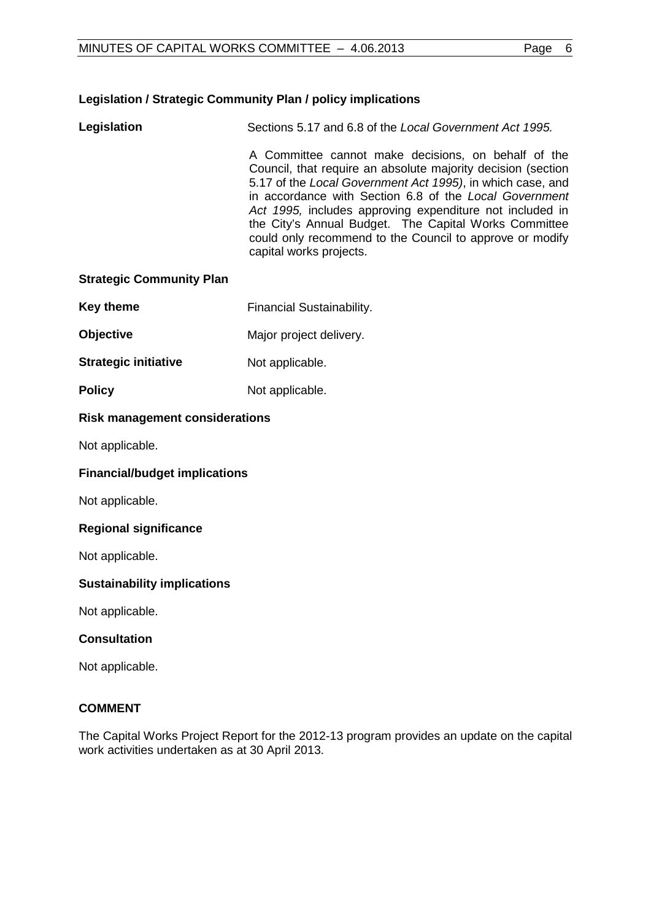**Legislation / Strategic Community Plan / policy implications**

**Legislation** Sections 5.17 and 6.8 of the *Local Government Act 1995.*

A Committee cannot make decisions, on behalf of the Council, that require an absolute majority decision (section 5.17 of the *Local Government Act 1995)*, in which case, and in accordance with Section 6.8 of the *Local Government Act 1995,* includes approving expenditure not included in the City's Annual Budget. The Capital Works Committee could only recommend to the Council to approve or modify capital works projects.

**Strategic Community Plan**

**Key theme** Financial Sustainability.

**Objective** Major project delivery.

**Strategic initiative** Not applicable.

**Policy** Not applicable.

**Risk management considerations**

Not applicable.

**Financial/budget implications**

Not applicable.

**Regional significance**

Not applicable.

**Sustainability implications**

Not applicable.

**Consultation**

Not applicable.

**COMMENT**

The Capital Works Project Report for the 2012-13 program provides an update on the capital work activities undertaken as at 30 April 2013.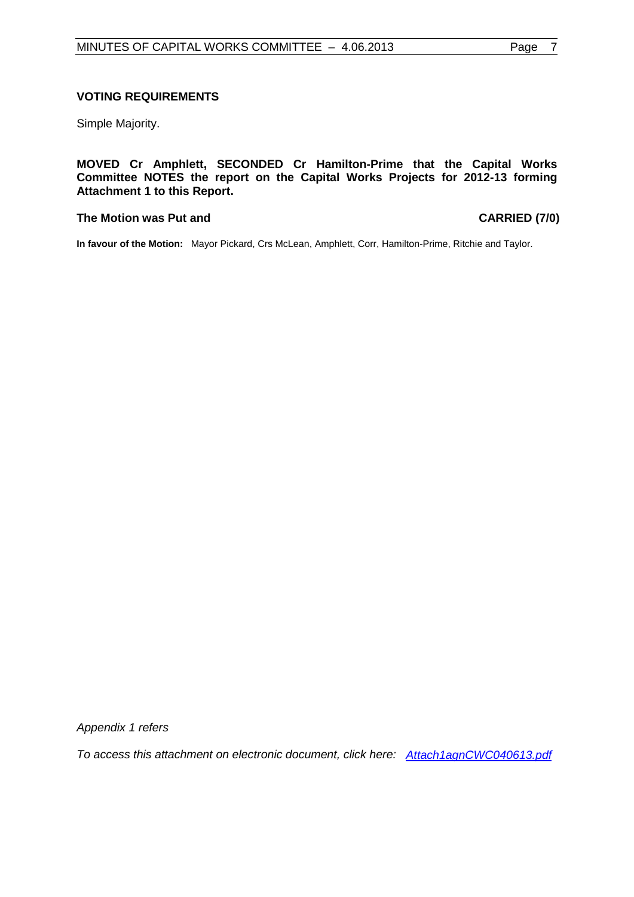**VOTING REQUIREMENTS**

Simple Majority.

**MOVED Cr Amphlett, SECONDED Cr Hamilton-Prime that the Capital Works Committee NOTES the report on the Capital Works Projects for 2012-13 forming Attachment 1 to this Report.**

**The Motion was Put and CARRIED (7/0)**

**In favour of the Motion:** Mayor Pickard, Crs McLean, Amphlett, Corr, Hamilton-Prime, Ritchie and Taylor.

*Appendix 1 refers*

*To access this attachment on electronic document, click here: Attach1agnCWC040613.pdf*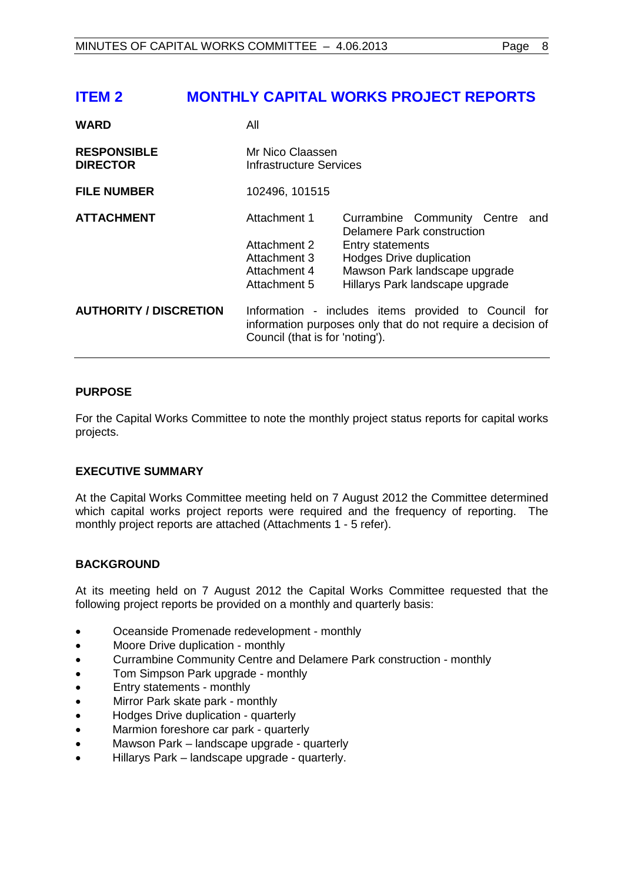# ITEM 2 MONTHLY CAPITAL WORKS PROJECT REPORTS

| | | |
|---|---|---|
| **WARD** | All | |
| **RESPONSIBLE DIRECTOR** | Mr Nico Claassen<br>Infrastructure Services | |
| **FILE NUMBER** | 102496, 101515 | |
| **ATTACHMENT** | Attachment 1 | Currambine Community Centre and Delamere Park construction |
| | Attachment 2 | Entry statements |
| | Attachment 3 | Hodges Drive duplication |
| | Attachment 4 | Mawson Park landscape upgrade |
| | Attachment 5 | Hillarys Park landscape upgrade |
| **AUTHORITY / DISCRETION** | Information - includes items provided to Council for information purposes only that do not require a decision of Council (that is for 'noting'). | |

## PURPOSE

For the Capital Works Committee to note the monthly project status reports for capital works projects.

## EXECUTIVE SUMMARY

At the Capital Works Committee meeting held on 7 August 2012 the Committee determined which capital works project reports were required and the frequency of reporting. The monthly project reports are attached (Attachments 1 - 5 refer).

## BACKGROUND

At its meeting held on 7 August 2012 the Capital Works Committee requested that the following project reports be provided on a monthly and quarterly basis:

- Oceanside Promenade redevelopment - monthly
- Moore Drive duplication - monthly
- Currambine Community Centre and Delamere Park construction - monthly
- Tom Simpson Park upgrade - monthly
- Entry statements - monthly
- Mirror Park skate park - monthly
- Hodges Drive duplication - quarterly
- Marmion foreshore car park - quarterly
- Mawson Park – landscape upgrade - quarterly
- Hillarys Park – landscape upgrade - quarterly.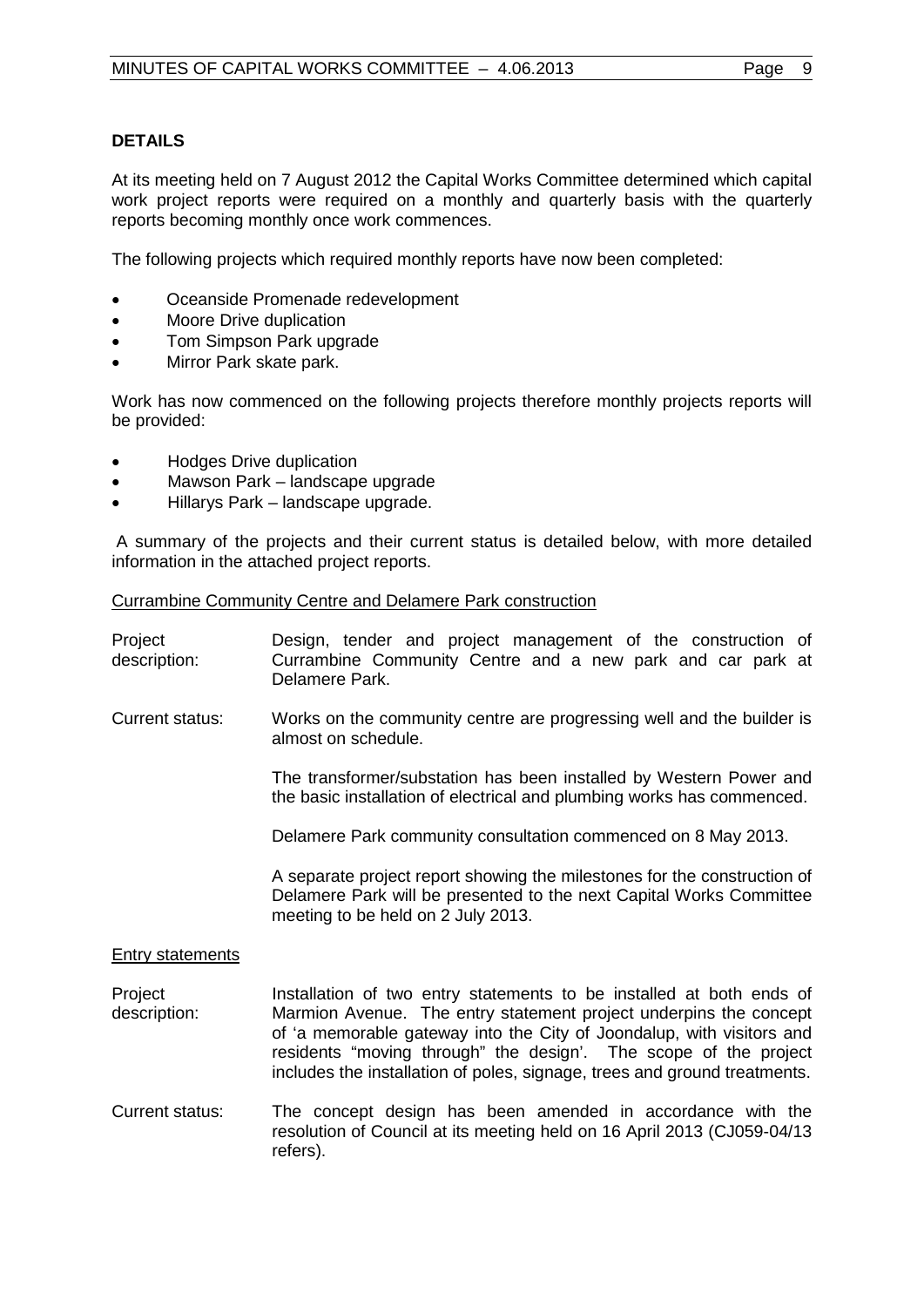## DETAILS

At its meeting held on 7 August 2012 the Capital Works Committee determined which capital work project reports were required on a monthly and quarterly basis with the quarterly reports becoming monthly once work commences.

The following projects which required monthly reports have now been completed:

- Oceanside Promenade redevelopment
- Moore Drive duplication
- Tom Simpson Park upgrade
- Mirror Park skate park.

Work has now commenced on the following projects therefore monthly projects reports will be provided:

- Hodges Drive duplication
- Mawson Park – landscape upgrade
- Hillarys Park – landscape upgrade.

A summary of the projects and their current status is detailed below, with more detailed information in the attached project reports.

Currambine Community Centre and Delamere Park construction

Project description: Design, tender and project management of the construction of Currambine Community Centre and a new park and car park at Delamere Park.

Current status: Works on the community centre are progressing well and the builder is almost on schedule.

The transformer/substation has been installed by Western Power and the basic installation of electrical and plumbing works has commenced.

Delamere Park community consultation commenced on 8 May 2013.

A separate project report showing the milestones for the construction of Delamere Park will be presented to the next Capital Works Committee meeting to be held on 2 July 2013.

Entry statements

Project description: Installation of two entry statements to be installed at both ends of Marmion Avenue. The entry statement project underpins the concept of 'a memorable gateway into the City of Joondalup, with visitors and residents "moving through" the design'. The scope of the project includes the installation of poles, signage, trees and ground treatments.

Current status: The concept design has been amended in accordance with the resolution of Council at its meeting held on 16 April 2013 (CJ059-04/13 refers).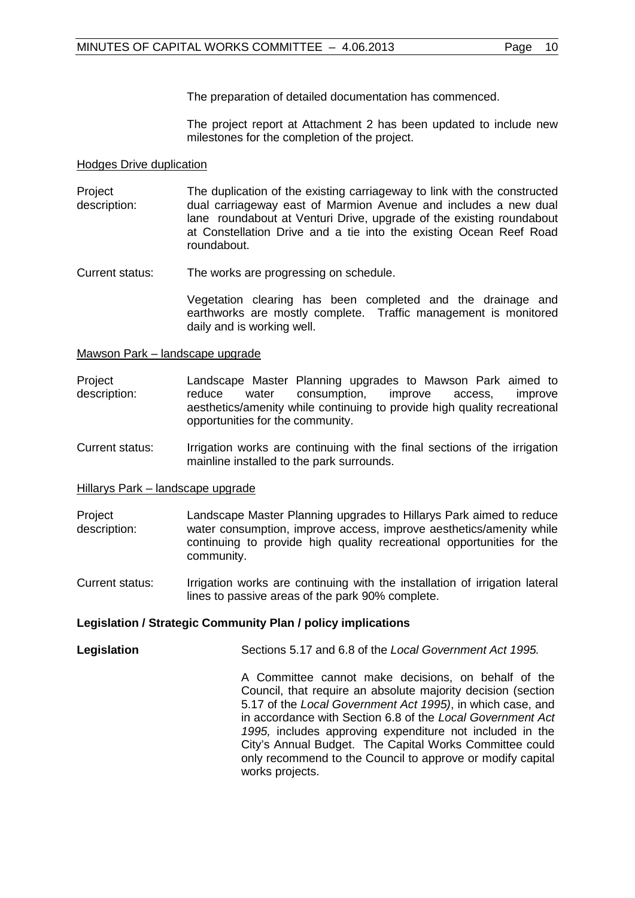The preparation of detailed documentation has commenced.

The project report at Attachment 2 has been updated to include new milestones for the completion of the project.

<u>Hodges Drive duplication</u>

Project description: The duplication of the existing carriageway to link with the constructed dual carriageway east of Marmion Avenue and includes a new dual lane roundabout at Venturi Drive, upgrade of the existing roundabout at Constellation Drive and a tie into the existing Ocean Reef Road roundabout.

Current status: The works are progressing on schedule.

Vegetation clearing has been completed and the drainage and earthworks are mostly complete. Traffic management is monitored daily and is working well.

<u>Mawson Park – landscape upgrade</u>

Project description: Landscape Master Planning upgrades to Mawson Park aimed to reduce water consumption, improve access, improve aesthetics/amenity while continuing to provide high quality recreational opportunities for the community.

Current status: Irrigation works are continuing with the final sections of the irrigation mainline installed to the park surrounds.

<u>Hillarys Park – landscape upgrade</u>

Project description: Landscape Master Planning upgrades to Hillarys Park aimed to reduce water consumption, improve access, improve aesthetics/amenity while continuing to provide high quality recreational opportunities for the community.

Current status: Irrigation works are continuing with the installation of irrigation lateral lines to passive areas of the park 90% complete.

**Legislation / Strategic Community Plan / policy implications**

**Legislation** Sections 5.17 and 6.8 of the *Local Government Act 1995.*

A Committee cannot make decisions, on behalf of the Council, that require an absolute majority decision (section 5.17 of the *Local Government Act 1995)*, in which case, and in accordance with Section 6.8 of the *Local Government Act 1995,* includes approving expenditure not included in the City's Annual Budget. The Capital Works Committee could only recommend to the Council to approve or modify capital works projects.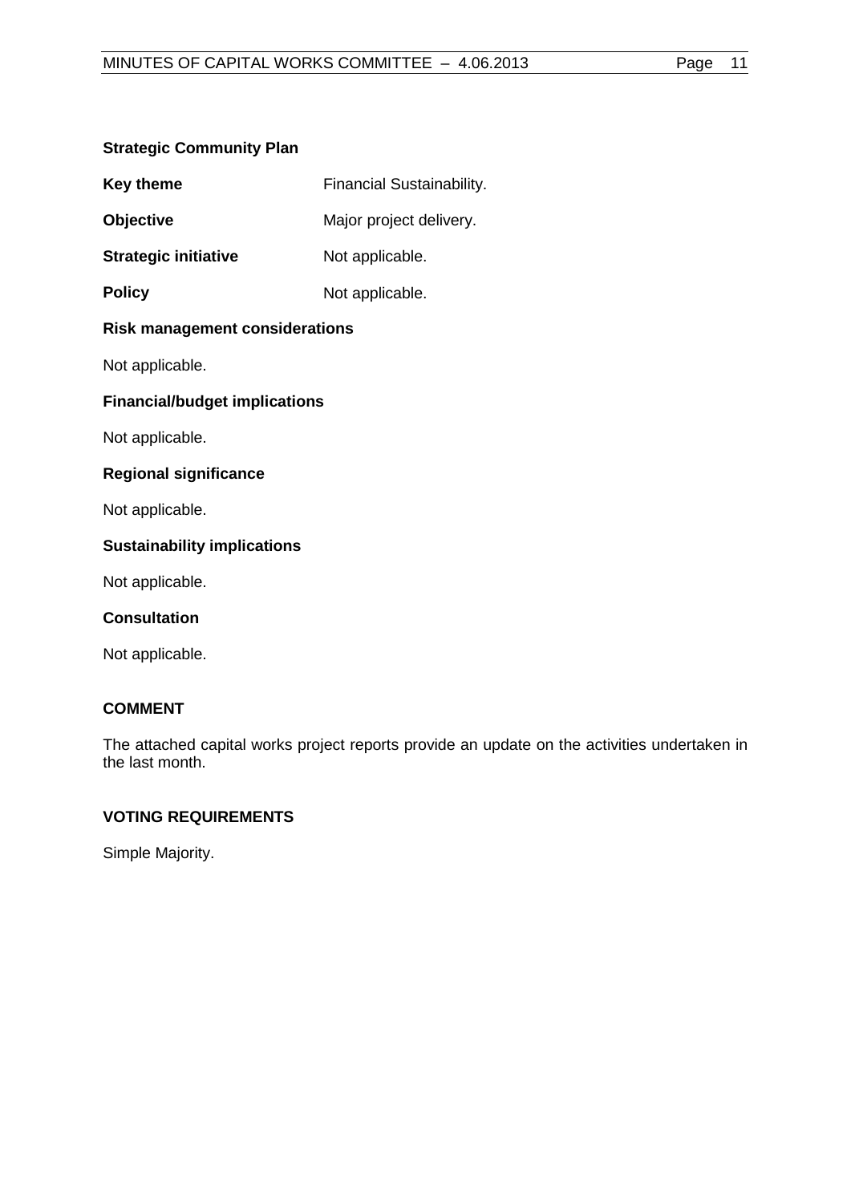**Strategic Community Plan**

**Key theme** Financial Sustainability.

**Objective** Major project delivery.

**Strategic initiative** Not applicable.

**Policy** Not applicable.

**Risk management considerations**

Not applicable.

**Financial/budget implications**

Not applicable.

**Regional significance**

Not applicable.

**Sustainability implications**

Not applicable.

**Consultation**

Not applicable.

**COMMENT**

The attached capital works project reports provide an update on the activities undertaken in the last month.

**VOTING REQUIREMENTS**

Simple Majority.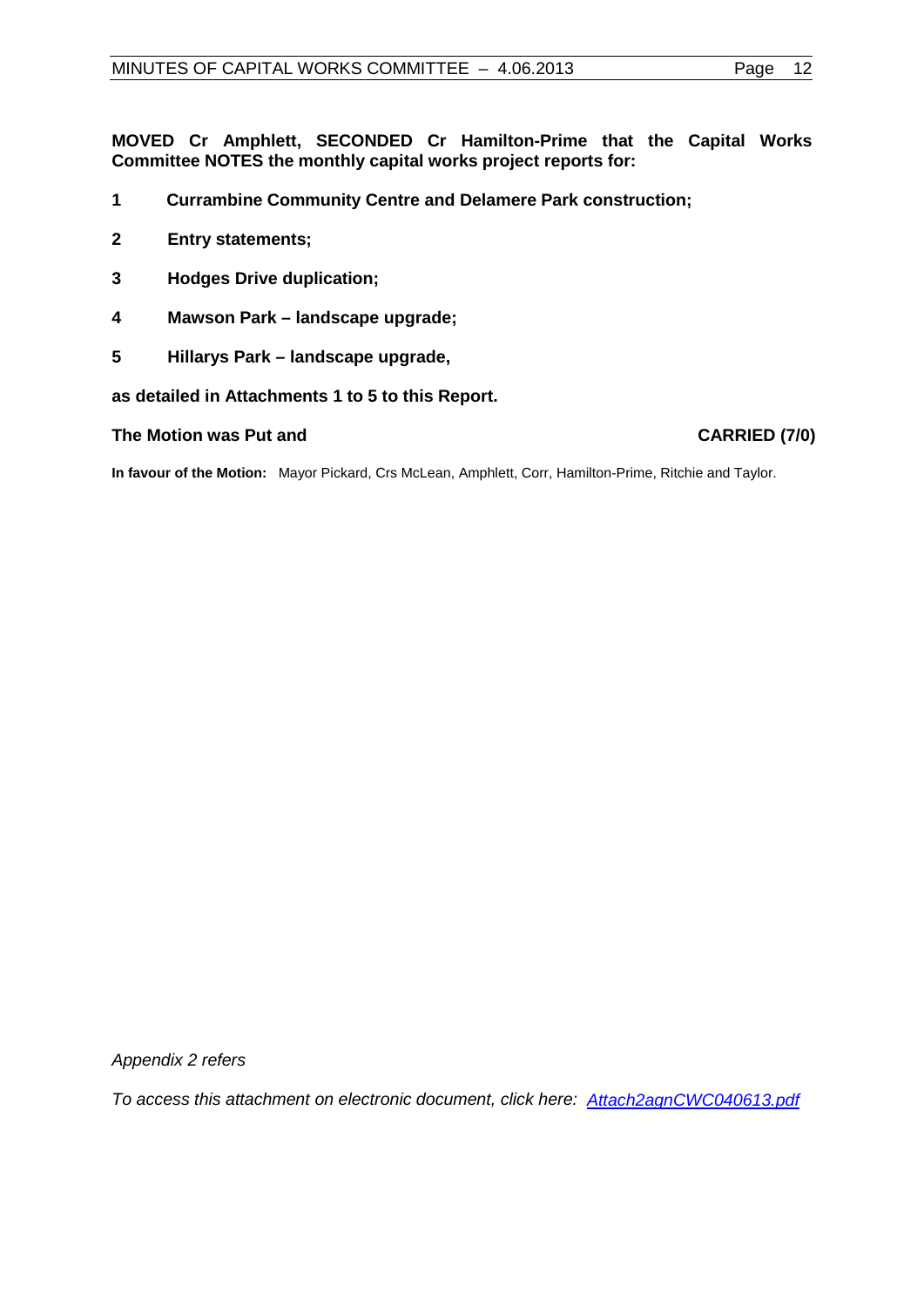**MOVED Cr Amphlett, SECONDED Cr Hamilton-Prime that the Capital Works Committee NOTES the monthly capital works project reports for:**

**1 Currambine Community Centre and Delamere Park construction;**

**2 Entry statements;**

**3 Hodges Drive duplication;**

**4 Mawson Park – landscape upgrade;**

**5 Hillarys Park – landscape upgrade,**

**as detailed in Attachments 1 to 5 to this Report.**

**The Motion was Put and CARRIED (7/0)**

**In favour of the Motion:** Mayor Pickard, Crs McLean, Amphlett, Corr, Hamilton-Prime, Ritchie and Taylor.

*Appendix 2 refers*

*To access this attachment on electronic document, click here: Attach2agnCWC040613.pdf*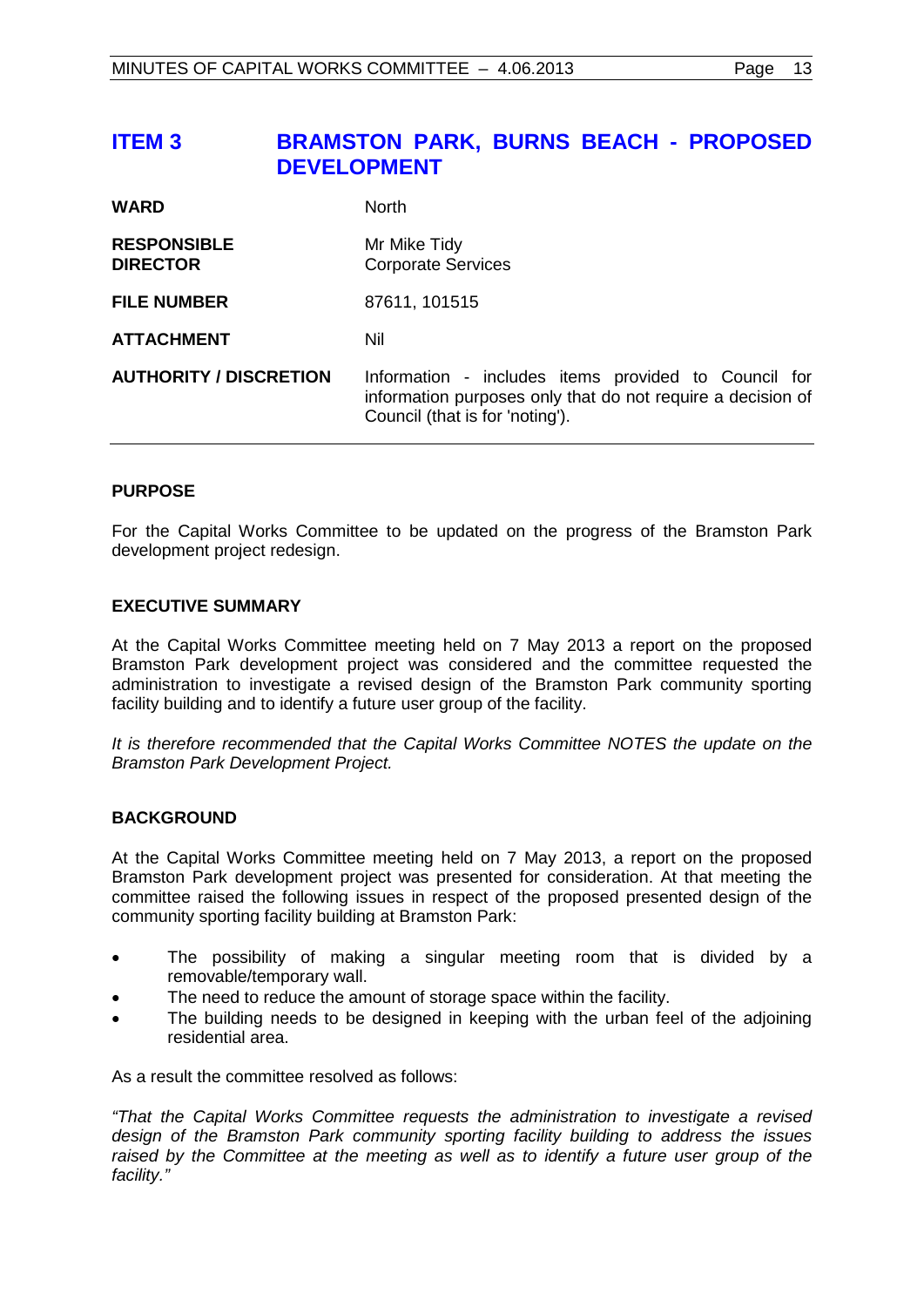# ITEM 3 BRAMSTON PARK, BURNS BEACH - PROPOSED DEVELOPMENT

| | |
|---|---|
| **WARD** | North |
| **RESPONSIBLE DIRECTOR** | Mr Mike Tidy<br>Corporate Services |
| **FILE NUMBER** | 87611, 101515 |
| **ATTACHMENT** | Nil |
| **AUTHORITY / DISCRETION** | Information - includes items provided to Council for information purposes only that do not require a decision of Council (that is for 'noting'). |

## PURPOSE

For the Capital Works Committee to be updated on the progress of the Bramston Park development project redesign.

## EXECUTIVE SUMMARY

At the Capital Works Committee meeting held on 7 May 2013 a report on the proposed Bramston Park development project was considered and the committee requested the administration to investigate a revised design of the Bramston Park community sporting facility building and to identify a future user group of the facility.

*It is therefore recommended that the Capital Works Committee NOTES the update on the Bramston Park Development Project.*

## BACKGROUND

At the Capital Works Committee meeting held on 7 May 2013, a report on the proposed Bramston Park development project was presented for consideration. At that meeting the committee raised the following issues in respect of the proposed presented design of the community sporting facility building at Bramston Park:

- The possibility of making a singular meeting room that is divided by a removable/temporary wall.
- The need to reduce the amount of storage space within the facility.
- The building needs to be designed in keeping with the urban feel of the adjoining residential area.

As a result the committee resolved as follows:

*"That the Capital Works Committee requests the administration to investigate a revised design of the Bramston Park community sporting facility building to address the issues raised by the Committee at the meeting as well as to identify a future user group of the facility."*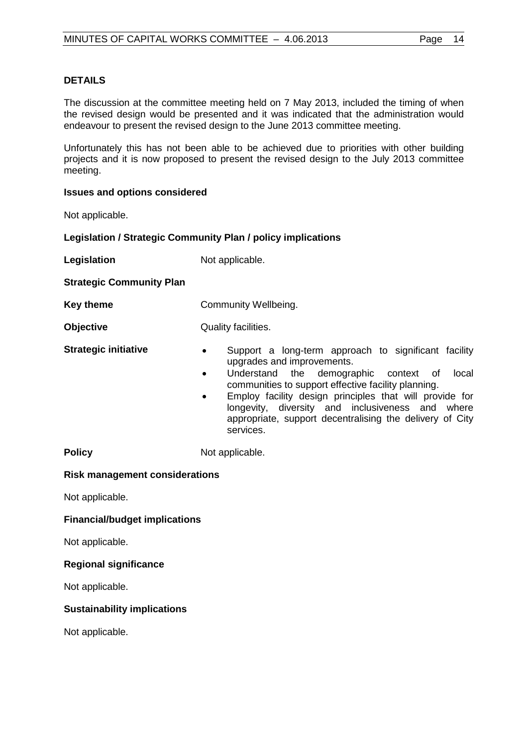### DETAILS

The discussion at the committee meeting held on 7 May 2013, included the timing of when the revised design would be presented and it was indicated that the administration would endeavour to present the revised design to the June 2013 committee meeting.

Unfortunately this has not been able to be achieved due to priorities with other building projects and it is now proposed to present the revised design to the July 2013 committee meeting.

**Issues and options considered**

Not applicable.

**Legislation / Strategic Community Plan / policy implications**

**Legislation** Not applicable.

**Strategic Community Plan**

**Key theme** Community Wellbeing.

**Objective** Quality facilities.

**Strategic initiative**

- Support a long-term approach to significant facility upgrades and improvements.
- Understand the demographic context of local communities to support effective facility planning.
- Employ facility design principles that will provide for longevity, diversity and inclusiveness and where appropriate, support decentralising the delivery of City services.

**Policy** Not applicable.

**Risk management considerations**

Not applicable.

**Financial/budget implications**

Not applicable.

**Regional significance**

Not applicable.

**Sustainability implications**

Not applicable.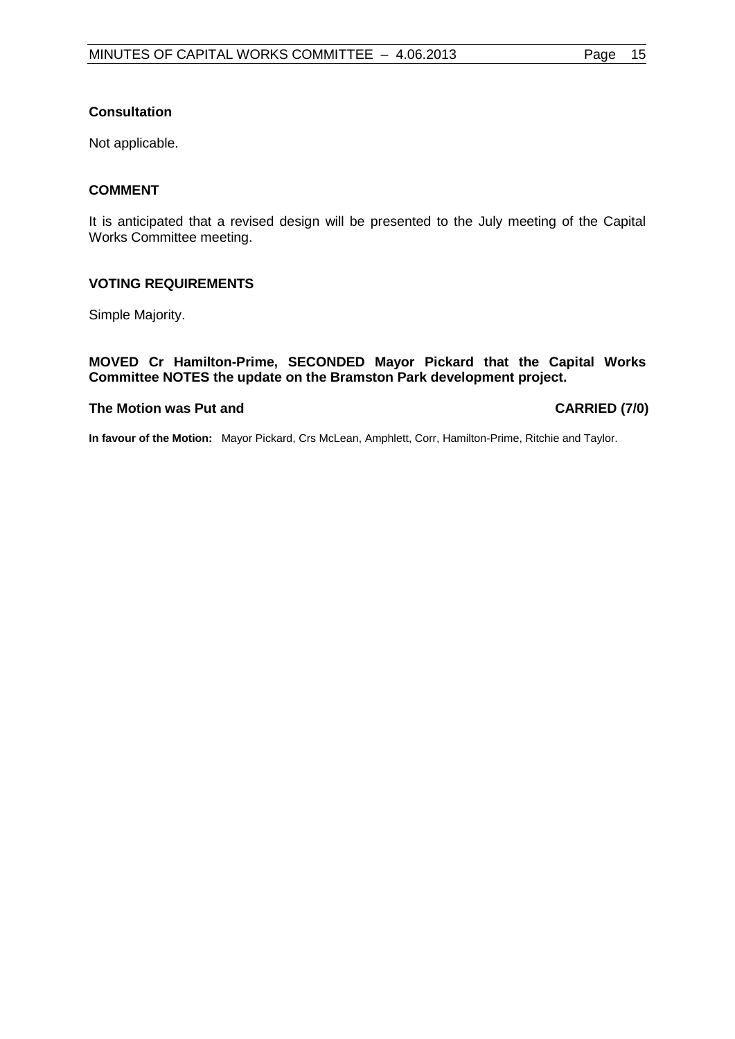**Consultation**

Not applicable.

**COMMENT**

It is anticipated that a revised design will be presented to the July meeting of the Capital Works Committee meeting.

**VOTING REQUIREMENTS**

Simple Majority.

**MOVED Cr Hamilton-Prime, SECONDED Mayor Pickard that the Capital Works Committee NOTES the update on the Bramston Park development project.**

**The Motion was Put and CARRIED (7/0)**

**In favour of the Motion:** Mayor Pickard, Crs McLean, Amphlett, Corr, Hamilton-Prime, Ritchie and Taylor.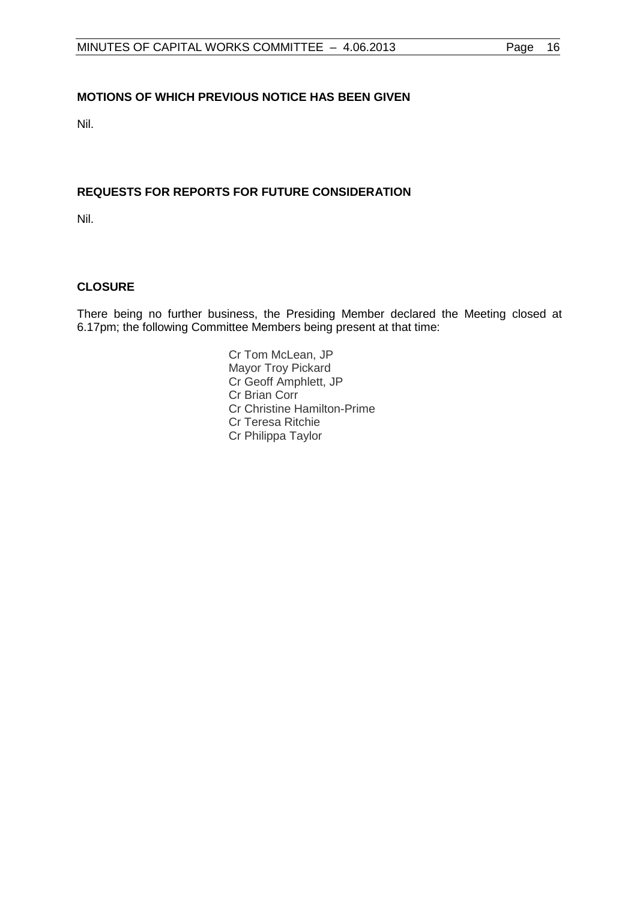**MOTIONS OF WHICH PREVIOUS NOTICE HAS BEEN GIVEN**

Nil.

**REQUESTS FOR REPORTS FOR FUTURE CONSIDERATION**

Nil.

**CLOSURE**

There being no further business, the Presiding Member declared the Meeting closed at 6.17pm; the following Committee Members being present at that time:

Cr Tom McLean, JP
Mayor Troy Pickard
Cr Geoff Amphlett, JP
Cr Brian Corr
Cr Christine Hamilton-Prime
Cr Teresa Ritchie
Cr Philippa Taylor